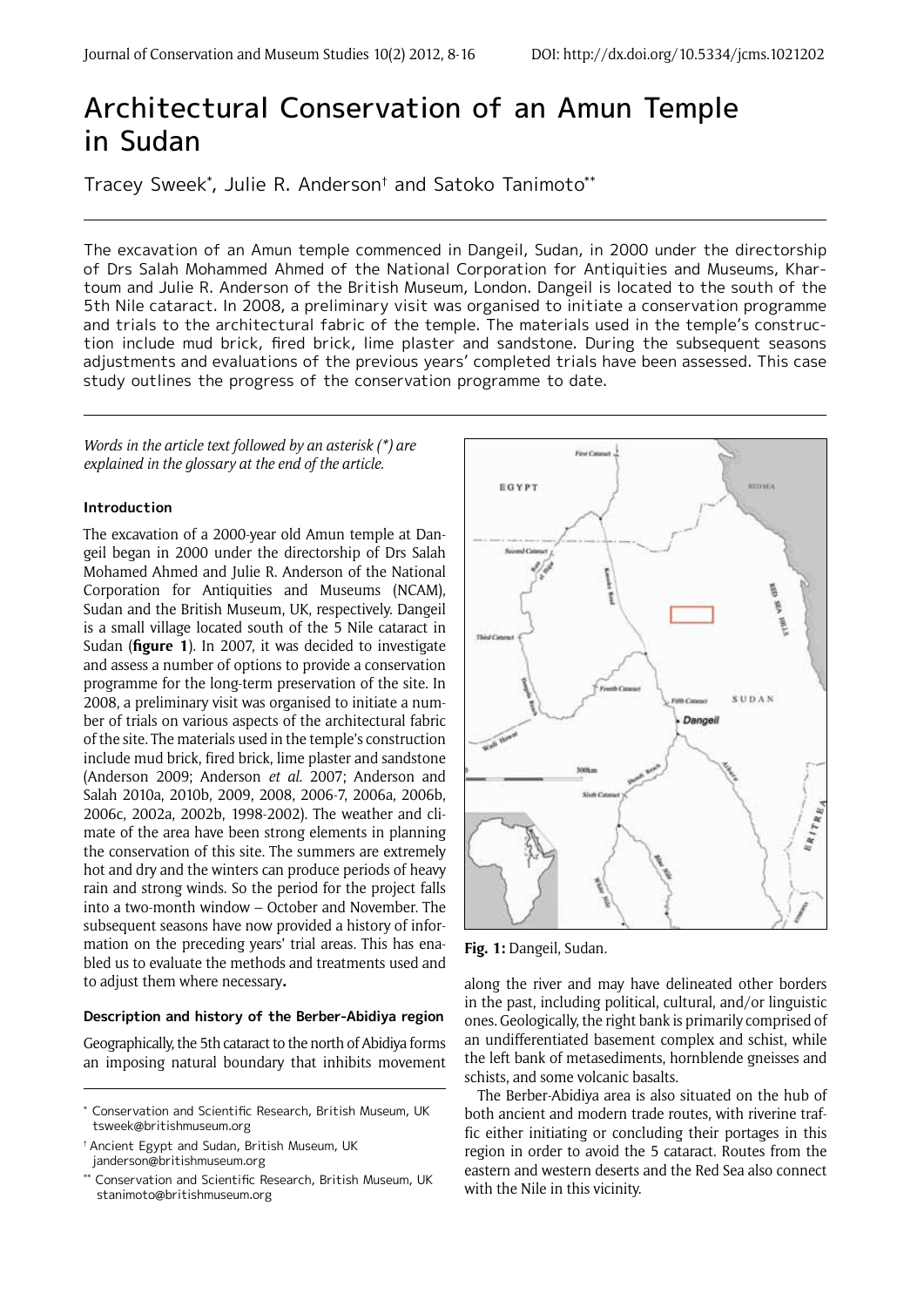# Architectural Conservation of an Amun Temple in Sudan

Tracey Sweek*, Julie R. Anderson† and Satoko Tanimoto**

The excavation of an Amun temple commenced in Dangeil, Sudan, in 2000 under the directorship of Drs Salah Mohammed Ahmed of the National Corporation for Antiquities and Museums, Khartoum and Julie R. Anderson of the British Museum, London. Dangeil is located to the south of the 5th Nile cataract. In 2008, a preliminary visit was organised to initiate a conservation programme and trials to the architectural fabric of the temple. The materials used in the temple's construction include mud brick, fired brick, lime plaster and sandstone. During the subsequent seasons adjustments and evaluations of the previous years' completed trials have been assessed. This case study outlines the progress of the conservation programme to date.

*Words in the article text followed by an asterisk (*) are explained in the glossary at the end of the article.*

### Introduction

The excavation of a 2000-year old Amun temple at Dangeil began in 2000 under the directorship of Drs Salah Mohamed Ahmed and Julie R. Anderson of the National Corporation for Antiquities and Museums (NCAM), Sudan and the British Museum, UK, respectively. Dangeil is a small village located south of the 5 Nile cataract in Sudan (**figure 1**). In 2007, it was decided to investigate and assess a number of options to provide a conservation programme for the long-term preservation of the site. In 2008, a preliminary visit was organised to initiate a number of trials on various aspects of the architectural fabric of the site. The materials used in the temple's construction include mud brick, fired brick, lime plaster and sandstone (Anderson 2009; Anderson *et al.* 2007; Anderson and Salah 2010a, 2010b, 2009, 2008, 2006-7, 2006a, 2006b, 2006c, 2002a, 2002b, 1998-2002). The weather and climate of the area have been strong elements in planning the conservation of this site. The summers are extremely hot and dry and the winters can produce periods of heavy rain and strong winds. So the period for the project falls into a two-month window – October and November. The subsequent seasons have now provided a history of information on the preceding years' trial areas. This has enabled us to evaluate the methods and treatments used and to adjust them where necessary**.**

**Fig. 1:** Dangeil, Sudan.

### Description and history of the Berber-Abidiya region

Geographically, the 5th cataract to the north of Abidiya forms an imposing natural boundary that inhibits movement along the river and may have delineated other borders in the past, including political, cultural, and/or linguistic ones. Geologically, the right bank is primarily comprised of an undifferentiated basement complex and schist, while the left bank of metasediments, hornblende gneisses and schists, and some volcanic basalts.

The Berber-Abidiya area is also situated on the hub of both ancient and modern trade routes, with riverine traffic either initiating or concluding their portages in this region in order to avoid the 5 cataract. Routes from the eastern and western deserts and the Red Sea also connect with the Nile in this vicinity.

---

* Conservation and Scientific Research, British Museum, UK tsweek@britishmuseum.org

† Ancient Egypt and Sudan, British Museum, UK janderson@britishmuseum.org

** Conservation and Scientific Research, British Museum, UK stanimoto@britishmuseum.org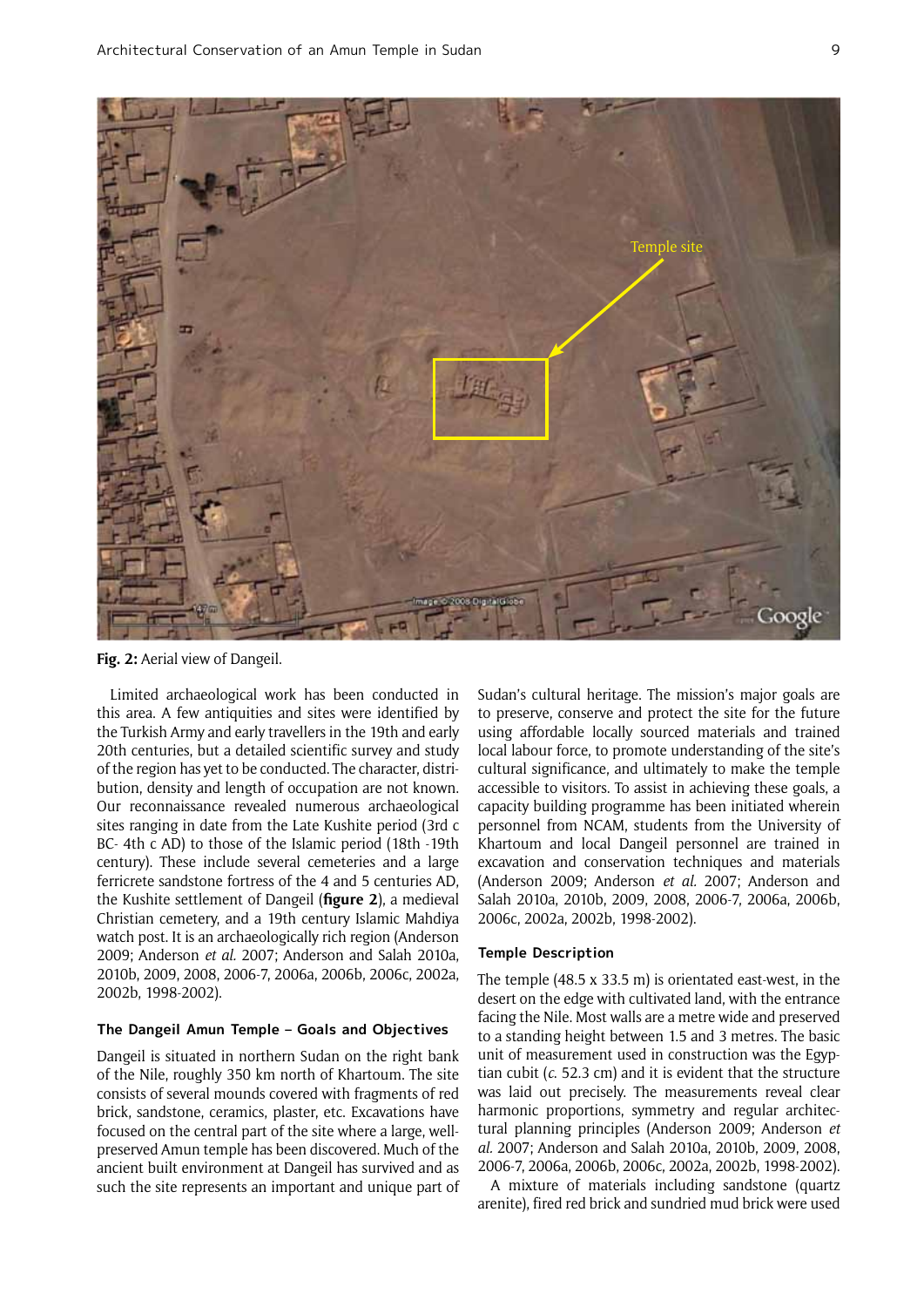**Fig. 2:** Aerial view of Dangeil.

Limited archaeological work has been conducted in this area. A few antiquities and sites were identified by the Turkish Army and early travellers in the 19th and early 20th centuries, but a detailed scientific survey and study of the region has yet to be conducted. The character, distribution, density and length of occupation are not known. Our reconnaissance revealed numerous archaeological sites ranging in date from the Late Kushite period (3rd c BC- 4th c AD) to those of the Islamic period (18th -19th century). These include several cemeteries and a large ferricrete sandstone fortress of the 4 and 5 centuries AD, the Kushite settlement of Dangeil (**figure 2**), a medieval Christian cemetery, and a 19th century Islamic Mahdiya watch post. It is an archaeologically rich region (Anderson 2009; Anderson *et al.* 2007; Anderson and Salah 2010a, 2010b, 2009, 2008, 2006-7, 2006a, 2006b, 2006c, 2002a, 2002b, 1998-2002).

## The Dangeil Amun Temple – Goals and Objectives

Dangeil is situated in northern Sudan on the right bank of the Nile, roughly 350 km north of Khartoum. The site consists of several mounds covered with fragments of red brick, sandstone, ceramics, plaster, etc. Excavations have focused on the central part of the site where a large, well-preserved Amun temple has been discovered. Much of the ancient built environment at Dangeil has survived and as such the site represents an important and unique part of Sudan's cultural heritage. The mission's major goals are to preserve, conserve and protect the site for the future using affordable locally sourced materials and trained local labour force, to promote understanding of the site's cultural significance, and ultimately to make the temple accessible to visitors. To assist in achieving these goals, a capacity building programme has been initiated wherein personnel from NCAM, students from the University of Khartoum and local Dangeil personnel are trained in excavation and conservation techniques and materials (Anderson 2009; Anderson *et al.* 2007; Anderson and Salah 2010a, 2010b, 2009, 2008, 2006-7, 2006a, 2006b, 2006c, 2002a, 2002b, 1998-2002).

## Temple Description

The temple (48.5 x 33.5 m) is orientated east-west, in the desert on the edge with cultivated land, with the entrance facing the Nile. Most walls are a metre wide and preserved to a standing height between 1.5 and 3 metres. The basic unit of measurement used in construction was the Egyptian cubit (*c.* 52.3 cm) and it is evident that the structure was laid out precisely. The measurements reveal clear harmonic proportions, symmetry and regular architectural planning principles (Anderson 2009; Anderson *et al.* 2007; Anderson and Salah 2010a, 2010b, 2009, 2008, 2006-7, 2006a, 2006b, 2006c, 2002a, 2002b, 1998-2002).

A mixture of materials including sandstone (quartz arenite), fired red brick and sundried mud brick were used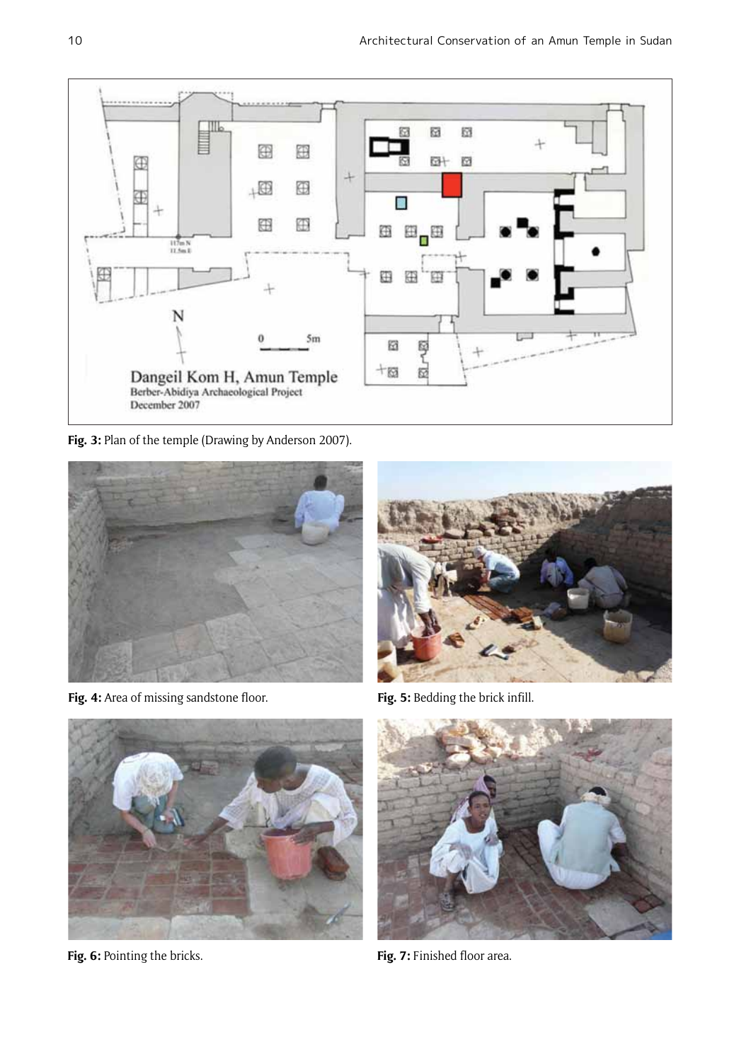**Fig. 3:** Plan of the temple (Drawing by Anderson 2007).

**Fig. 4:** Area of missing sandstone floor.

**Fig. 5:** Bedding the brick infill.

**Fig. 6:** Pointing the bricks.

**Fig. 7:** Finished floor area.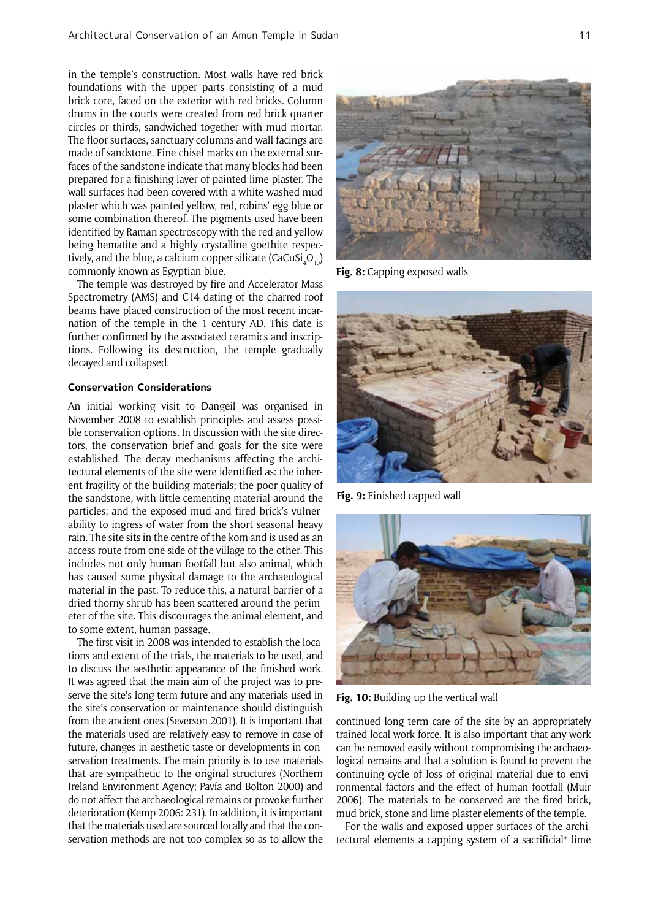in the temple's construction. Most walls have red brick foundations with the upper parts consisting of a mud brick core, faced on the exterior with red bricks. Column drums in the courts were created from red brick quarter circles or thirds, sandwiched together with mud mortar. The floor surfaces, sanctuary columns and wall facings are made of sandstone. Fine chisel marks on the external surfaces of the sandstone indicate that many blocks had been prepared for a finishing layer of painted lime plaster. The wall surfaces had been covered with a white-washed mud plaster which was painted yellow, red, robins' egg blue or some combination thereof. The pigments used have been identified by Raman spectroscopy with the red and yellow being hematite and a highly crystalline goethite respectively, and the blue, a calcium copper silicate ($CaCuSi_4O_{10}$) commonly known as Egyptian blue.

The temple was destroyed by fire and Accelerator Mass Spectrometry (AMS) and C14 dating of the charred roof beams have placed construction of the most recent incarnation of the temple in the 1 century AD. This date is further confirmed by the associated ceramics and inscriptions. Following its destruction, the temple gradually decayed and collapsed.

#### Conservation Considerations

An initial working visit to Dangeil was organised in November 2008 to establish principles and assess possible conservation options. In discussion with the site directors, the conservation brief and goals for the site were established. The decay mechanisms affecting the architectural elements of the site were identified as: the inherent fragility of the building materials; the poor quality of the sandstone, with little cementing material around the particles; and the exposed mud and fired brick's vulnerability to ingress of water from the short seasonal heavy rain. The site sits in the centre of the kom and is used as an access route from one side of the village to the other. This includes not only human footfall but also animal, which has caused some physical damage to the archaeological material in the past. To reduce this, a natural barrier of a dried thorny shrub has been scattered around the perimeter of the site. This discourages the animal element, and to some extent, human passage.

The first visit in 2008 was intended to establish the locations and extent of the trials, the materials to be used, and to discuss the aesthetic appearance of the finished work. It was agreed that the main aim of the project was to preserve the site's long-term future and any materials used in the site's conservation or maintenance should distinguish from the ancient ones (Severson 2001). It is important that the materials used are relatively easy to remove in case of future, changes in aesthetic taste or developments in conservation treatments. The main priority is to use materials that are sympathetic to the original structures (Northern Ireland Environment Agency; Pavía and Bolton 2000) and do not affect the archaeological remains or provoke further deterioration (Kemp 2006: 231). In addition, it is important that the materials used are sourced locally and that the conservation methods are not too complex so as to allow the continued long term care of the site by an appropriately trained local work force. It is also important that any work can be removed easily without compromising the archaeological remains and that a solution is found to prevent the continuing cycle of loss of original material due to environmental factors and the effect of human footfall (Muir 2006). The materials to be conserved are the fired brick, mud brick, stone and lime plaster elements of the temple.

For the walls and exposed upper surfaces of the architectural elements a capping system of a sacrificial* lime

**Fig. 8:** Capping exposed walls

**Fig. 9:** Finished capped wall

**Fig. 10:** Building up the vertical wall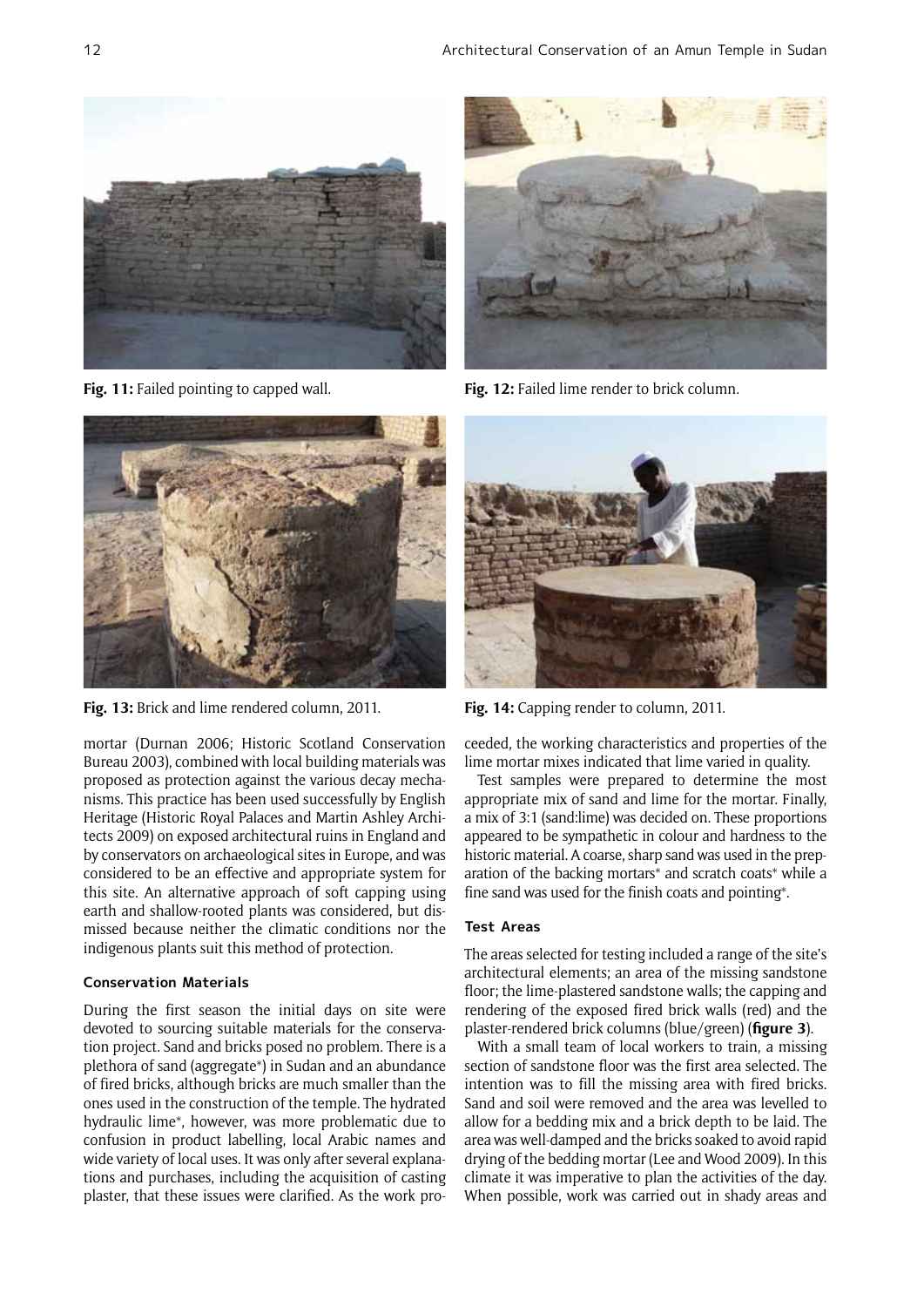Fig. 11: Failed pointing to capped wall.

Fig. 12: Failed lime render to brick column.

Fig. 13: Brick and lime rendered column, 2011.

Fig. 14: Capping render to column, 2011.

mortar (Durnan 2006; Historic Scotland Conservation Bureau 2003), combined with local building materials was proposed as protection against the various decay mechanisms. This practice has been used successfully by English Heritage (Historic Royal Palaces and Martin Ashley Architects 2009) on exposed architectural ruins in England and by conservators on archaeological sites in Europe, and was considered to be an effective and appropriate system for this site. An alternative approach of soft capping using earth and shallow-rooted plants was considered, but dismissed because neither the climatic conditions nor the indigenous plants suit this method of protection.

### Conservation Materials

During the first season the initial days on site were devoted to sourcing suitable materials for the conservation project. Sand and bricks posed no problem. There is a plethora of sand (aggregate*) in Sudan and an abundance of fired bricks, although bricks are much smaller than the ones used in the construction of the temple. The hydrated hydraulic lime*, however, was more problematic due to confusion in product labelling, local Arabic names and wide variety of local uses. It was only after several explanations and purchases, including the acquisition of casting plaster, that these issues were clarified. As the work proceeded, the working characteristics and properties of the lime mortar mixes indicated that lime varied in quality.

Test samples were prepared to determine the most appropriate mix of sand and lime for the mortar. Finally, a mix of 3:1 (sand:lime) was decided on. These proportions appeared to be sympathetic in colour and hardness to the historic material. A coarse, sharp sand was used in the preparation of the backing mortars* and scratch coats* while a fine sand was used for the finish coats and pointing*.

### Test Areas

The areas selected for testing included a range of the site's architectural elements; an area of the missing sandstone floor; the lime-plastered sandstone walls; the capping and rendering of the exposed fired brick walls (red) and the plaster-rendered brick columns (blue/green) (**figure 3**).

With a small team of local workers to train, a missing section of sandstone floor was the first area selected. The intention was to fill the missing area with fired bricks. Sand and soil were removed and the area was levelled to allow for a bedding mix and a brick depth to be laid. The area was well-damped and the bricks soaked to avoid rapid drying of the bedding mortar (Lee and Wood 2009). In this climate it was imperative to plan the activities of the day. When possible, work was carried out in shady areas and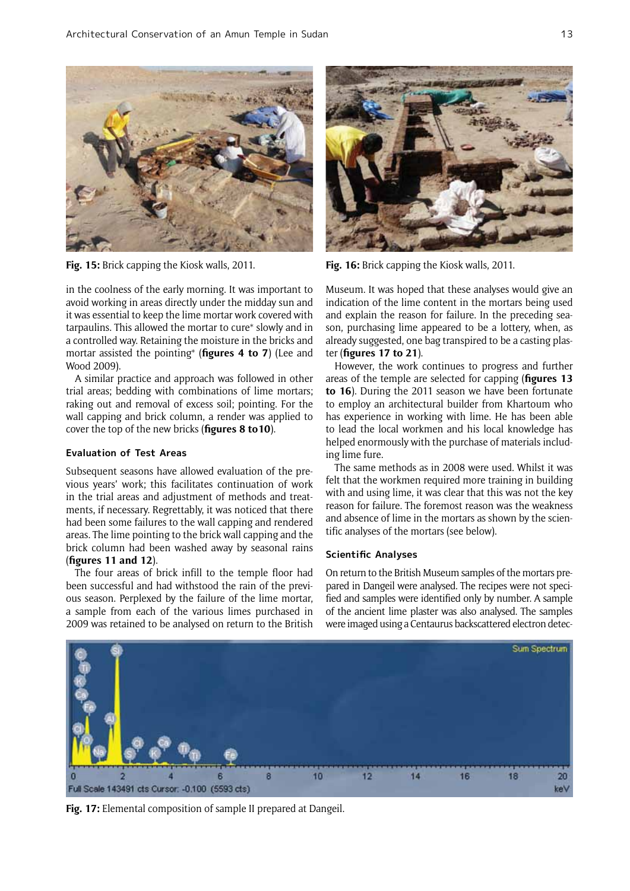Fig. 15: Brick capping the Kiosk walls, 2011.

Fig. 16: Brick capping the Kiosk walls, 2011.

in the coolness of the early morning. It was important to avoid working in areas directly under the midday sun and it was essential to keep the lime mortar work covered with tarpaulins. This allowed the mortar to cure* slowly and in a controlled way. Retaining the moisture in the bricks and mortar assisted the pointing* (**figures 4 to 7**) (Lee and Wood 2009).

A similar practice and approach was followed in other trial areas; bedding with combinations of lime mortars; raking out and removal of excess soil; pointing. For the wall capping and brick column, a render was applied to cover the top of the new bricks (**figures 8 to10**).

### Evaluation of Test Areas

Subsequent seasons have allowed evaluation of the previous years' work; this facilitates continuation of work in the trial areas and adjustment of methods and treatments, if necessary. Regrettably, it was noticed that there had been some failures to the wall capping and rendered areas. The lime pointing to the brick wall capping and the brick column had been washed away by seasonal rains (**figures 11 and 12**).

The four areas of brick infill to the temple floor had been successful and had withstood the rain of the previous season. Perplexed by the failure of the lime mortar, a sample from each of the various limes purchased in 2009 was retained to be analysed on return to the British Museum. It was hoped that these analyses would give an indication of the lime content in the mortars being used and explain the reason for failure. In the preceding season, purchasing lime appeared to be a lottery, when, as already suggested, one bag transpired to be a casting plaster (**figures 17 to 21**).

However, the work continues to progress and further areas of the temple are selected for capping (**figures 13 to 16**). During the 2011 season we have been fortunate to employ an architectural builder from Khartoum who has experience in working with lime. He has been able to lead the local workmen and his local knowledge has helped enormously with the purchase of materials including lime fure.

The same methods as in 2008 were used. Whilst it was felt that the workmen required more training in building with and using lime, it was clear that this was not the key reason for failure. The foremost reason was the weakness and absence of lime in the mortars as shown by the scientific analyses of the mortars (see below).

### Scientific Analyses

On return to the British Museum samples of the mortars prepared in Dangeil were analysed. The recipes were not specified and samples were identified only by number. A sample of the ancient lime plaster was also analysed. The samples were imaged using a Centaurus backscattered electron detec-

Fig. 17: Elemental composition of sample II prepared at Dangeil.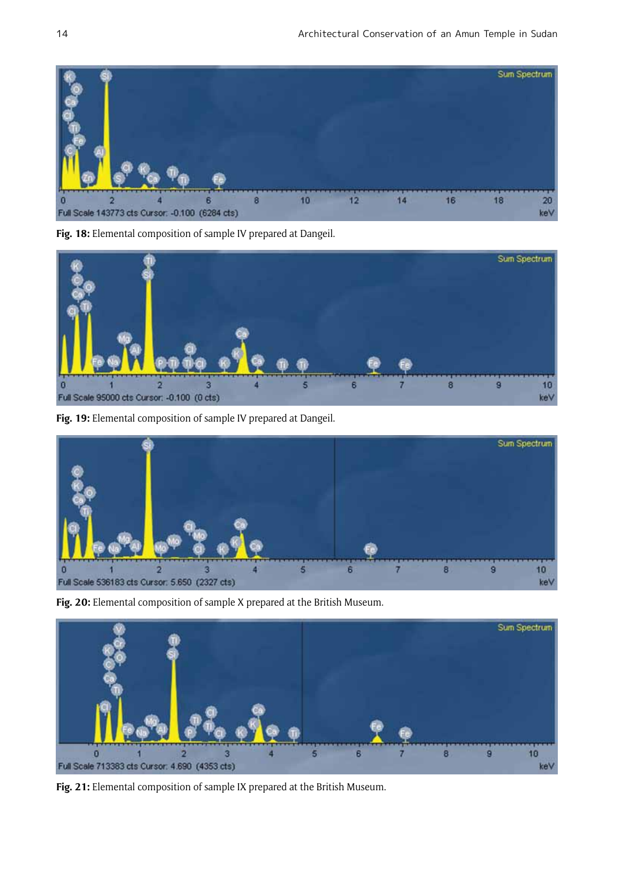**Fig. 18:** Elemental composition of sample IV prepared at Dangeil.

**Fig. 19:** Elemental composition of sample IV prepared at Dangeil.

**Fig. 20:** Elemental composition of sample X prepared at the British Museum.

**Fig. 21:** Elemental composition of sample IX prepared at the British Museum.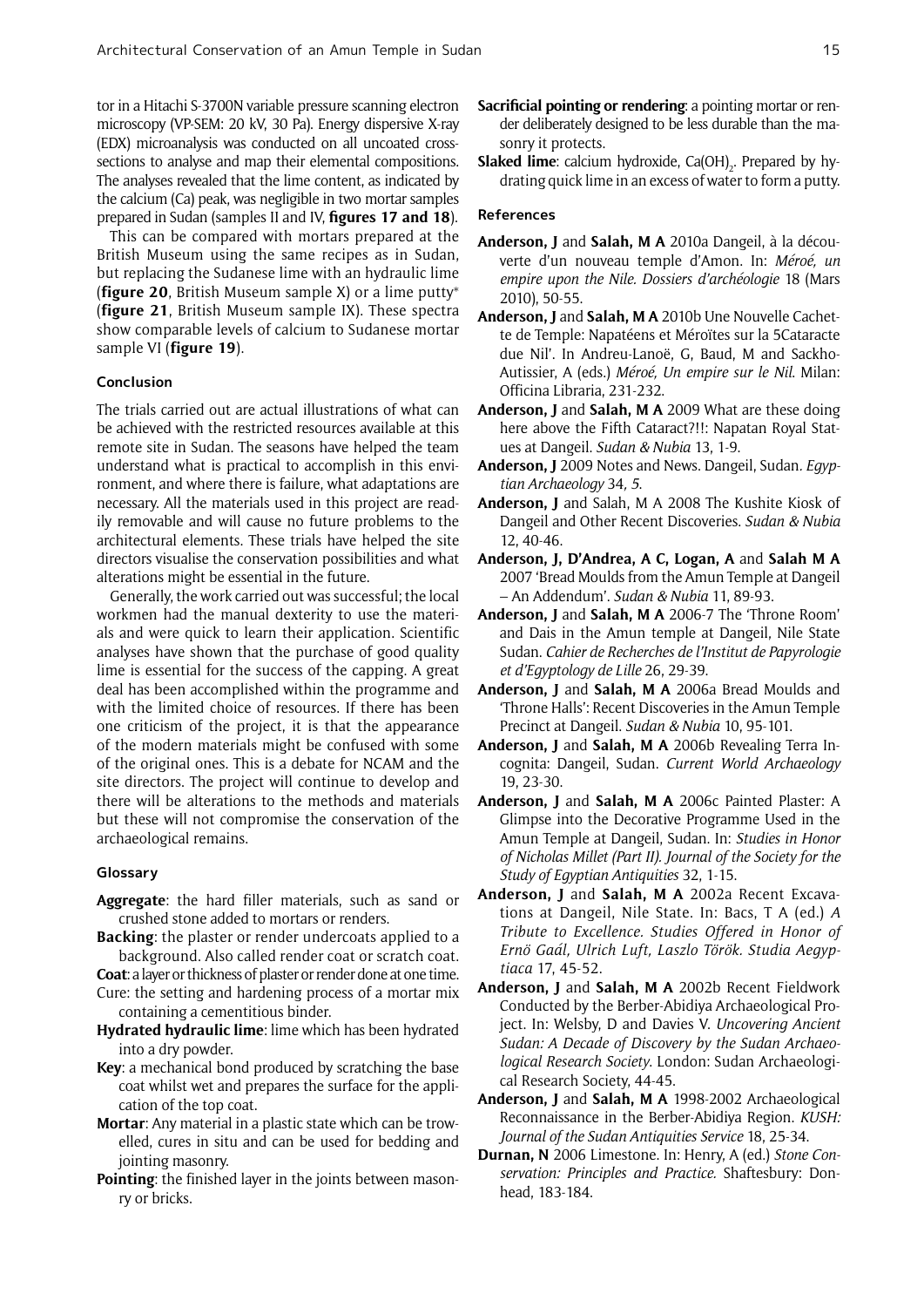tor in a Hitachi S-3700N variable pressure scanning electron microscopy (VP-SEM: 20 kV, 30 Pa). Energy dispersive X-ray (EDX) microanalysis was conducted on all uncoated cross-sections to analyse and map their elemental compositions. The analyses revealed that the lime content, as indicated by the calcium (Ca) peak, was negligible in two mortar samples prepared in Sudan (samples II and IV, **figures 17 and 18**).

This can be compared with mortars prepared at the British Museum using the same recipes as in Sudan, but replacing the Sudanese lime with an hydraulic lime (**figure 20**, British Museum sample X) or a lime putty* (**figure 21**, British Museum sample IX). These spectra show comparable levels of calcium to Sudanese mortar sample VI (**figure 19**).

### Conclusion

The trials carried out are actual illustrations of what can be achieved with the restricted resources available at this remote site in Sudan. The seasons have helped the team understand what is practical to accomplish in this environment, and where there is failure, what adaptations are necessary. All the materials used in this project are readily removable and will cause no future problems to the architectural elements. These trials have helped the site directors visualise the conservation possibilities and what alterations might be essential in the future.

Generally, the work carried out was successful; the local workmen had the manual dexterity to use the materials and were quick to learn their application. Scientific analyses have shown that the purchase of good quality lime is essential for the success of the capping. A great deal has been accomplished within the programme and with the limited choice of resources. If there has been one criticism of the project, it is that the appearance of the modern materials might be confused with some of the original ones. This is a debate for NCAM and the site directors. The project will continue to develop and there will be alterations to the methods and materials but these will not compromise the conservation of the archaeological remains.

### Glossary

**Aggregate**: the hard filler materials, such as sand or crushed stone added to mortars or renders.

**Backing**: the plaster or render undercoats applied to a background. Also called render coat or scratch coat.

**Coat**: a layer or thickness of plaster or render done at one time.

Cure: the setting and hardening process of a mortar mix containing a cementitious binder.

**Hydrated hydraulic lime**: lime which has been hydrated into a dry powder.

**Key**: a mechanical bond produced by scratching the base coat whilst wet and prepares the surface for the application of the top coat.

**Mortar**: Any material in a plastic state which can be trowelled, cures in situ and can be used for bedding and jointing masonry.

**Pointing**: the finished layer in the joints between masonry or bricks.

**Sacrificial pointing or rendering**: a pointing mortar or render deliberately designed to be less durable than the masonry it protects.

**Slaked lime**: calcium hydroxide, $Ca(OH)_2$. Prepared by hydrating quick lime in an excess of water to form a putty.

### References

**Anderson, J** and **Salah, M A** 2010a Dangeil, à la découverte d'un nouveau temple d'Amon. In: *Méroé, un empire upon the Nile. Dossiers d'archéologie* 18 (Mars 2010), 50-55.

**Anderson, J** and **Salah, M A** 2010b Une Nouvelle Cachette de Temple: Napatéens et Méroïtes sur la 5Cataracte due Nil'. In Andreu-Lanoë, G, Baud, M and Sackho-Autissier, A (eds.) *Méroé, Un empire sur le Nil*. Milan: Officina Libraria, 231-232.

**Anderson, J** and **Salah, M A** 2009 What are these doing here above the Fifth Cataract?!!: Napatan Royal Statues at Dangeil. *Sudan & Nubia* 13, 1-9.

**Anderson, J** 2009 Notes and News. Dangeil, Sudan. *Egyptian Archaeology* 34, *5*.

**Anderson, J** and Salah, M A 2008 The Kushite Kiosk of Dangeil and Other Recent Discoveries. *Sudan & Nubia* 12, 40-46.

**Anderson, J, D'Andrea, A C, Logan, A** and **Salah M A** 2007 'Bread Moulds from the Amun Temple at Dangeil – An Addendum'. *Sudan & Nubia* 11, 89-93.

**Anderson, J** and **Salah, M A** 2006-7 The 'Throne Room' and Dais in the Amun temple at Dangeil, Nile State Sudan. *Cahier de Recherches de l'Institut de Papyrologie et d'Egyptology de Lille* 26, 29-39.

**Anderson, J** and **Salah, M A** 2006a Bread Moulds and 'Throne Halls': Recent Discoveries in the Amun Temple Precinct at Dangeil. *Sudan & Nubia* 10, 95-101.

**Anderson, J** and **Salah, M A** 2006b Revealing Terra Incognita: Dangeil, Sudan. *Current World Archaeology* 19, 23-30.

**Anderson, J** and **Salah, M A** 2006c Painted Plaster: A Glimpse into the Decorative Programme Used in the Amun Temple at Dangeil, Sudan. In: *Studies in Honor of Nicholas Millet (Part II). Journal of the Society for the Study of Egyptian Antiquities* 32, 1-15.

**Anderson, J** and **Salah, M A** 2002a Recent Excavations at Dangeil, Nile State. In: Bacs, T A (ed.) *A Tribute to Excellence. Studies Offered in Honor of Ernö Gaál, Ulrich Luft, Laszlo Török. Studia Aegyptiaca* 17, 45-52.

**Anderson, J** and **Salah, M A** 2002b Recent Fieldwork Conducted by the Berber-Abidiya Archaeological Project. In: Welsby, D and Davies V. *Uncovering Ancient Sudan: A Decade of Discovery by the Sudan Archaeological Research Society*. London: Sudan Archaeological Research Society, 44-45.

**Anderson, J** and **Salah, M A** 1998-2002 Archaeological Reconnaissance in the Berber-Abidiya Region. *KUSH: Journal of the Sudan Antiquities Service* 18, 25-34.

**Durnan, N** 2006 Limestone. In: Henry, A (ed.) *Stone Conservation: Principles and Practice.* Shaftesbury: Donhead, 183-184.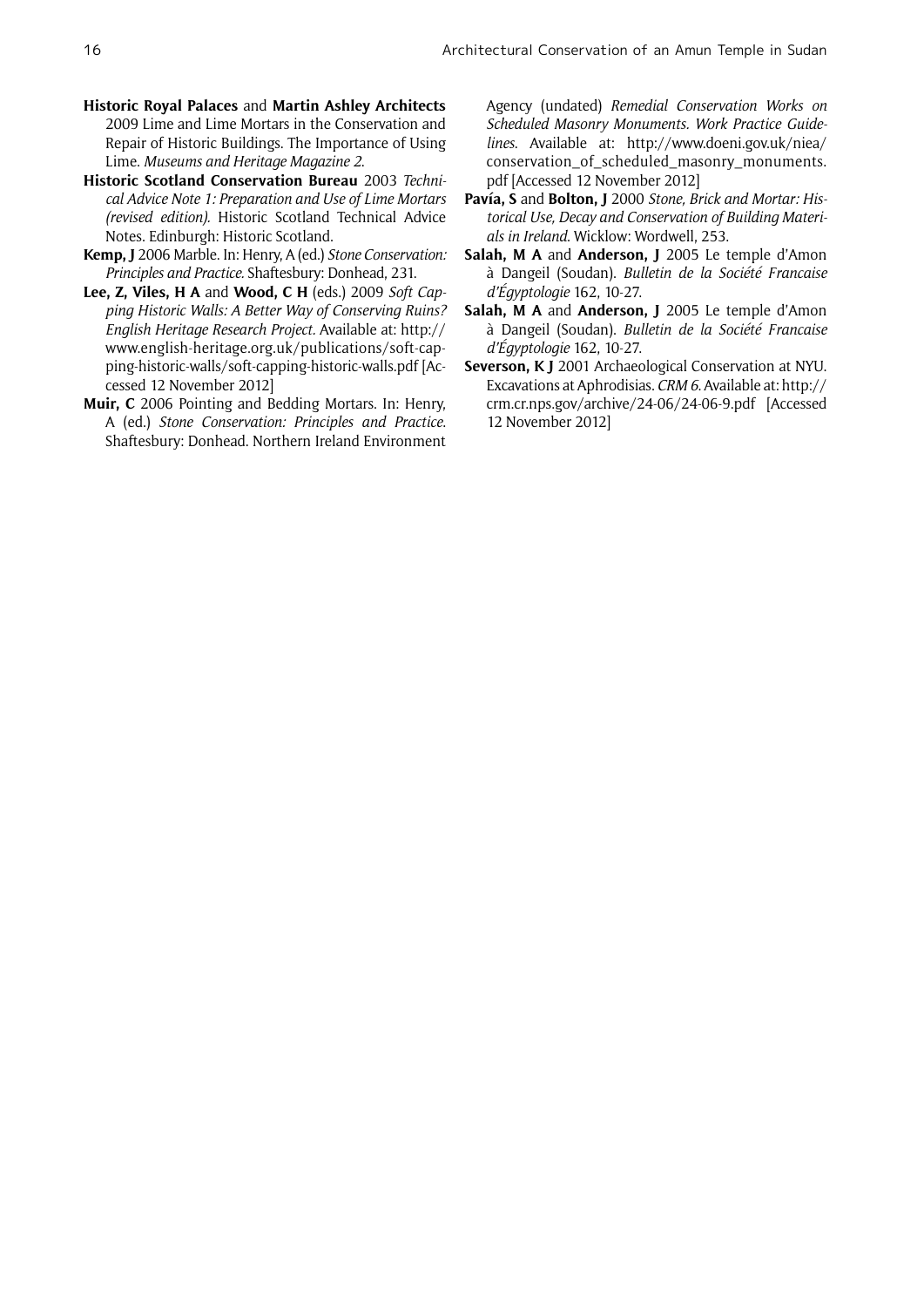**Historic Royal Palaces** and **Martin Ashley Architects** 2009 Lime and Lime Mortars in the Conservation and Repair of Historic Buildings. The Importance of Using Lime. *Museums and Heritage Magazine 2*.

**Historic Scotland Conservation Bureau** 2003 *Technical Advice Note 1: Preparation and Use of Lime Mortars (revised edition).* Historic Scotland Technical Advice Notes. Edinburgh: Historic Scotland.

**Kemp, J** 2006 Marble. In: Henry, A (ed.) *Stone Conservation: Principles and Practice.* Shaftesbury: Donhead, 231.

**Lee, Z, Viles, H A** and **Wood, C H** (eds.) 2009 *Soft Capping Historic Walls: A Better Way of Conserving Ruins? English Heritage Research Project.* Available at: http://www.english-heritage.org.uk/publications/soft-capping-historic-walls/soft-capping-historic-walls.pdf [Accessed 12 November 2012]

**Muir, C** 2006 Pointing and Bedding Mortars. In: Henry, A (ed.) *Stone Conservation: Principles and Practice.* Shaftesbury: Donhead. Northern Ireland Environment Agency (undated) *Remedial Conservation Works on Scheduled Masonry Monuments. Work Practice Guidelines.* Available at: http://www.doeni.gov.uk/niea/conservation_of_scheduled_masonry_monuments.pdf [Accessed 12 November 2012]

**Pavía, S** and **Bolton, J** 2000 *Stone, Brick and Mortar: Historical Use, Decay and Conservation of Building Materials in Ireland.* Wicklow: Wordwell, 253.

**Salah, M A** and **Anderson, J** 2005 Le temple d'Amon à Dangeil (Soudan). *Bulletin de la Société Francaise d'Égyptologie* 162, 10-27.

**Salah, M A** and **Anderson, J** 2005 Le temple d'Amon à Dangeil (Soudan). *Bulletin de la Société Francaise d'Égyptologie* 162, 10-27.

**Severson, K J** 2001 Archaeological Conservation at NYU. Excavations at Aphrodisias. *CRM 6*. Available at: http://crm.cr.nps.gov/archive/24-06/24-06-9.pdf [Accessed 12 November 2012]